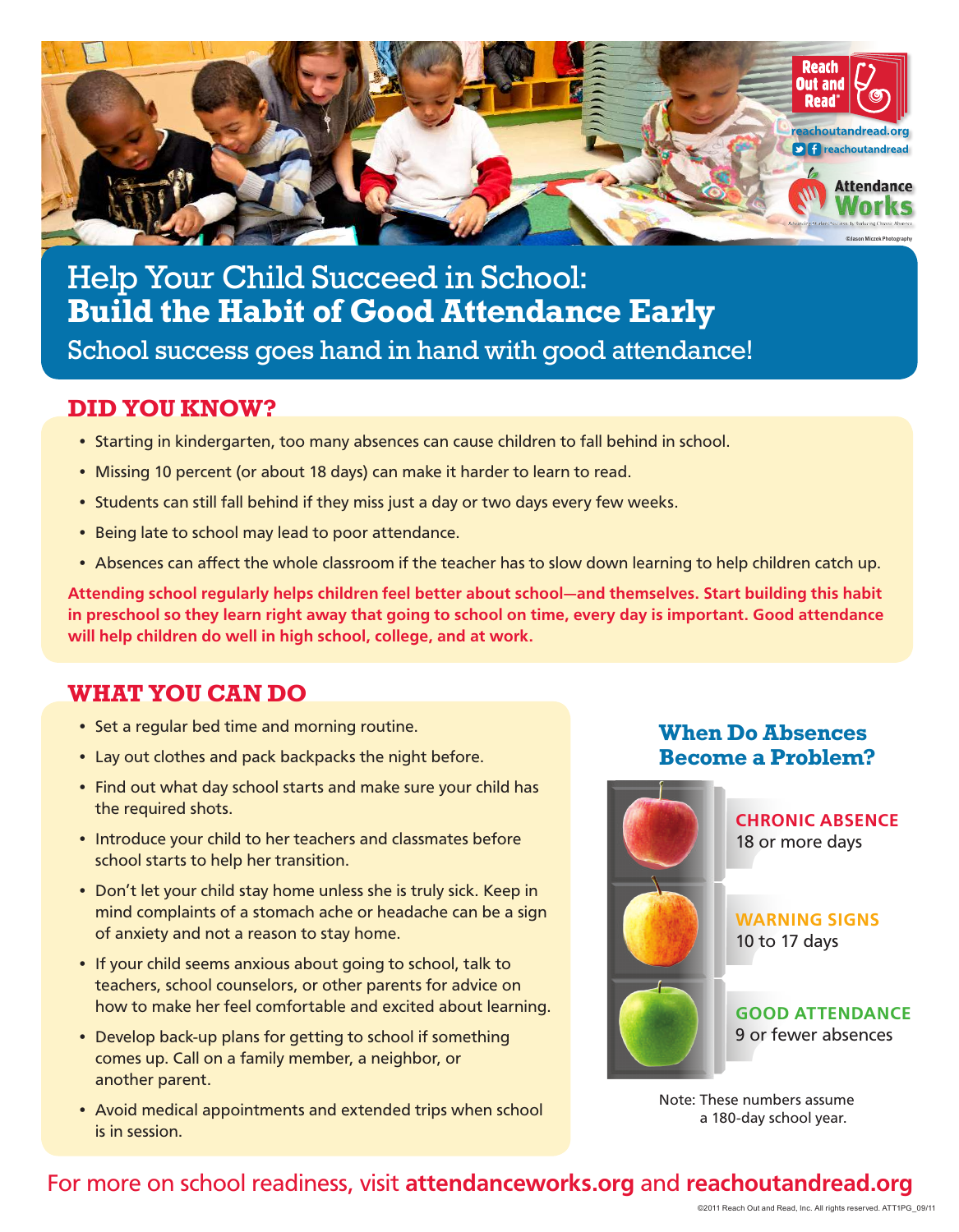Reach Out and Read®

reachoutandread.org

reachoutandread

Attendance Works

©Jason Miczek Photography

# Help Your Child Succeed in School: **Build the Habit of Good Attendance Early**

School success goes hand in hand with good attendance!

## DID YOU KNOW?

- Starting in kindergarten, too many absences can cause children to fall behind in school.
- Missing 10 percent (or about 18 days) can make it harder to learn to read.
- Students can still fall behind if they miss just a day or two days every few weeks.
- Being late to school may lead to poor attendance.
- Absences can affect the whole classroom if the teacher has to slow down learning to help children catch up.

**Attending school regularly helps children feel better about school—and themselves. Start building this habit in preschool so they learn right away that going to school on time, every day is important. Good attendance will help children do well in high school, college, and at work.**

## WHAT YOU CAN DO

- Set a regular bed time and morning routine.
- Lay out clothes and pack backpacks the night before.
- Find out what day school starts and make sure your child has the required shots.
- Introduce your child to her teachers and classmates before school starts to help her transition.
- Don't let your child stay home unless she is truly sick. Keep in mind complaints of a stomach ache or headache can be a sign of anxiety and not a reason to stay home.
- If your child seems anxious about going to school, talk to teachers, school counselors, or other parents for advice on how to make her feel comfortable and excited about learning.
- Develop back-up plans for getting to school if something comes up. Call on a family member, a neighbor, or another parent.
- Avoid medical appointments and extended trips when school is in session.

## When Do Absences Become a Problem?

**CHRONIC ABSENCE**
18 or more days

**WARNING SIGNS**
10 to 17 days

**GOOD ATTENDANCE**
9 or fewer absences

Note: These numbers assume a 180-day school year.

For more on school readiness, visit **attendanceworks.org** and **reachoutandread.org**

©2011 Reach Out and Read, Inc. All rights reserved. ATT1PG_09/11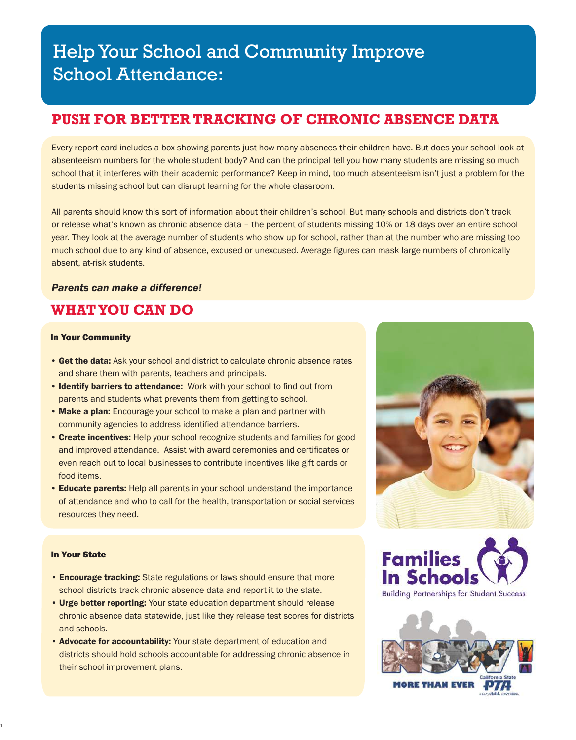# Help Your School and Community Improve School Attendance:

## PUSH FOR BETTER TRACKING OF CHRONIC ABSENCE DATA

Every report card includes a box showing parents just how many absences their children have. But does your school look at absenteeism numbers for the whole student body? And can the principal tell you how many students are missing so much school that it interferes with their academic performance? Keep in mind, too much absenteeism isn't just a problem for the students missing school but can disrupt learning for the whole classroom.

All parents should know this sort of information about their children's school. But many schools and districts don't track or release what's known as chronic absence data – the percent of students missing 10% or 18 days over an entire school year. They look at the average number of students who show up for school, rather than at the number who are missing too much school due to any kind of absence, excused or unexcused. Average figures can mask large numbers of chronically absent, at-risk students.

***Parents can make a difference!***

## WHAT YOU CAN DO

### In Your Community

- **Get the data:** Ask your school and district to calculate chronic absence rates and share them with parents, teachers and principals.
- **Identify barriers to attendance:** Work with your school to find out from parents and students what prevents them from getting to school.
- **Make a plan:** Encourage your school to make a plan and partner with community agencies to address identified attendance barriers.
- **Create incentives:** Help your school recognize students and families for good and improved attendance. Assist with award ceremonies and certificates or even reach out to local businesses to contribute incentives like gift cards or food items.
- **Educate parents:** Help all parents in your school understand the importance of attendance and who to call for the health, transportation or social services resources they need.

### In Your State

- **Encourage tracking:** State regulations or laws should ensure that more school districts track chronic absence data and report it to the state.
- **Urge better reporting:** Your state education department should release chronic absence data statewide, just like they release test scores for districts and schools.
- **Advocate for accountability:** Your state department of education and districts should hold schools accountable for addressing chronic absence in their school improvement plans.

Families In Schools
Building Partnerships for Student Success

NOW MORE THAN EVER
California State PTA